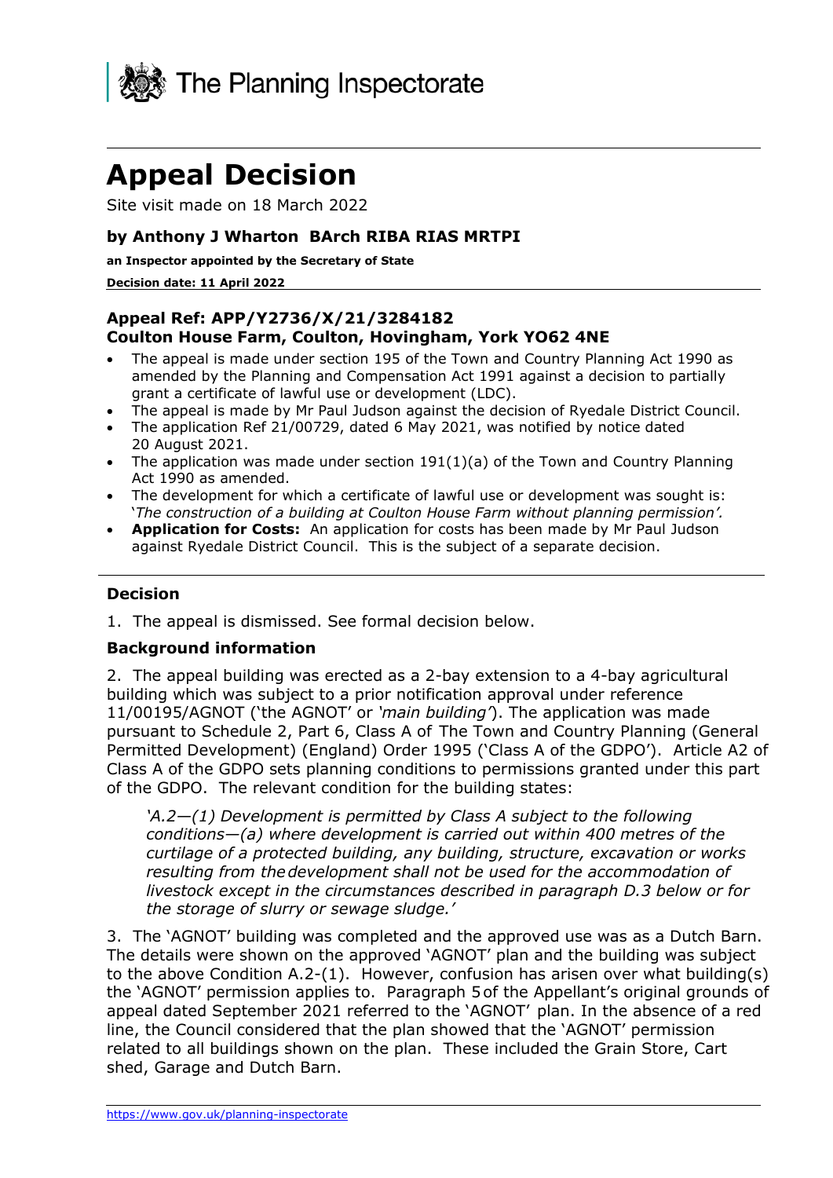The Planning Inspectorate

# Appeal Decision

Site visit made on 18 March 2022

### by Anthony J Wharton BArch RIBA RIAS MRTPI

**an Inspector appointed by the Secretary of State**

**Decision date: 11 April 2022**

### Appeal Ref: APP/Y2736/X/21/3284182
### Coulton House Farm, Coulton, Hovingham, York YO62 4NE

- The appeal is made under section 195 of the Town and Country Planning Act 1990 as amended by the Planning and Compensation Act 1991 against a decision to partially grant a certificate of lawful use or development (LDC).
- The appeal is made by Mr Paul Judson against the decision of Ryedale District Council.
- The application Ref 21/00729, dated 6 May 2021, was notified by notice dated 20 August 2021.
- The application was made under section 191(1)(a) of the Town and Country Planning Act 1990 as amended.
- The development for which a certificate of lawful use or development was sought is: '*The construction of a building at Coulton House Farm without planning permission'.*
- **Application for Costs:** An application for costs has been made by Mr Paul Judson against Ryedale District Council. This is the subject of a separate decision.

### Decision

1. The appeal is dismissed. See formal decision below.

### Background information

2. The appeal building was erected as a 2-bay extension to a 4-bay agricultural building which was subject to a prior notification approval under reference 11/00195/AGNOT ('the AGNOT' or *'main building'*). The application was made pursuant to Schedule 2, Part 6, Class A of The Town and Country Planning (General Permitted Development) (England) Order 1995 ('Class A of the GDPO'). Article A2 of Class A of the GDPO sets planning conditions to permissions granted under this part of the GDPO. The relevant condition for the building states:

> *'A.2—(1) Development is permitted by Class A subject to the following conditions—(a) where development is carried out within 400 metres of the curtilage of a protected building, any building, structure, excavation or works resulting from the development shall not be used for the accommodation of livestock except in the circumstances described in paragraph D.3 below or for the storage of slurry or sewage sludge.'*

3. The 'AGNOT' building was completed and the approved use was as a Dutch Barn. The details were shown on the approved 'AGNOT' plan and the building was subject to the above Condition A.2-(1). However, confusion has arisen over what building(s) the 'AGNOT' permission applies to. Paragraph 5 of the Appellant's original grounds of appeal dated September 2021 referred to the 'AGNOT' plan. In the absence of a red line, the Council considered that the plan showed that the 'AGNOT' permission related to all buildings shown on the plan. These included the Grain Store, Cart shed, Garage and Dutch Barn.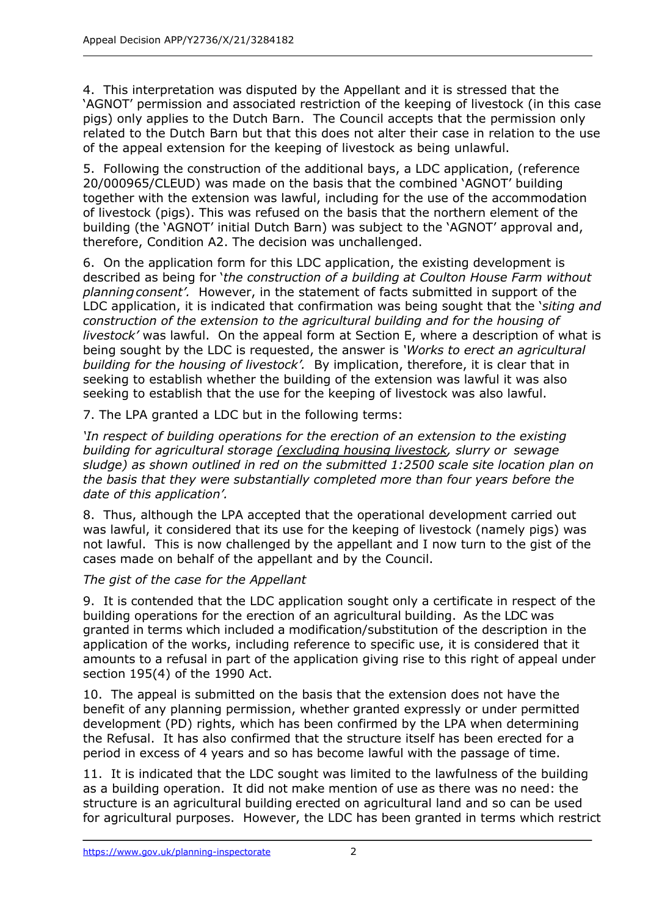4. This interpretation was disputed by the Appellant and it is stressed that the 'AGNOT' permission and associated restriction of the keeping of livestock (in this case pigs) only applies to the Dutch Barn. The Council accepts that the permission only related to the Dutch Barn but that this does not alter their case in relation to the use of the appeal extension for the keeping of livestock as being unlawful.

5. Following the construction of the additional bays, a LDC application, (reference 20/000965/CLEUD) was made on the basis that the combined 'AGNOT' building together with the extension was lawful, including for the use of the accommodation of livestock (pigs). This was refused on the basis that the northern element of the building (the 'AGNOT' initial Dutch Barn) was subject to the 'AGNOT' approval and, therefore, Condition A2. The decision was unchallenged.

6. On the application form for this LDC application, the existing development is described as being for '*the construction of a building at Coulton House Farm without planning consent'.* However, in the statement of facts submitted in support of the LDC application, it is indicated that confirmation was being sought that the '*siting and construction of the extension to the agricultural building and for the housing of livestock'* was lawful. On the appeal form at Section E, where a description of what is being sought by the LDC is requested, the answer is *'Works to erect an agricultural building for the housing of livestock'.* By implication, therefore, it is clear that in seeking to establish whether the building of the extension was lawful it was also seeking to establish that the use for the keeping of livestock was also lawful.

7. The LPA granted a LDC but in the following terms:

*'In respect of building operations for the erection of an extension to the existing building for agricultural storage <u>(excluding housing livestock</u>, slurry or sewage sludge) as shown outlined in red on the submitted 1:2500 scale site location plan on the basis that they were substantially completed more than four years before the date of this application'.*

8. Thus, although the LPA accepted that the operational development carried out was lawful, it considered that its use for the keeping of livestock (namely pigs) was not lawful. This is now challenged by the appellant and I now turn to the gist of the cases made on behalf of the appellant and by the Council.

*The gist of the case for the Appellant*

9. It is contended that the LDC application sought only a certificate in respect of the building operations for the erection of an agricultural building. As the LDC was granted in terms which included a modification/substitution of the description in the application of the works, including reference to specific use, it is considered that it amounts to a refusal in part of the application giving rise to this right of appeal under section 195(4) of the 1990 Act.

10. The appeal is submitted on the basis that the extension does not have the benefit of any planning permission, whether granted expressly or under permitted development (PD) rights, which has been confirmed by the LPA when determining the Refusal. It has also confirmed that the structure itself has been erected for a period in excess of 4 years and so has become lawful with the passage of time.

11. It is indicated that the LDC sought was limited to the lawfulness of the building as a building operation. It did not make mention of use as there was no need: the structure is an agricultural building erected on agricultural land and so can be used for agricultural purposes. However, the LDC has been granted in terms which restrict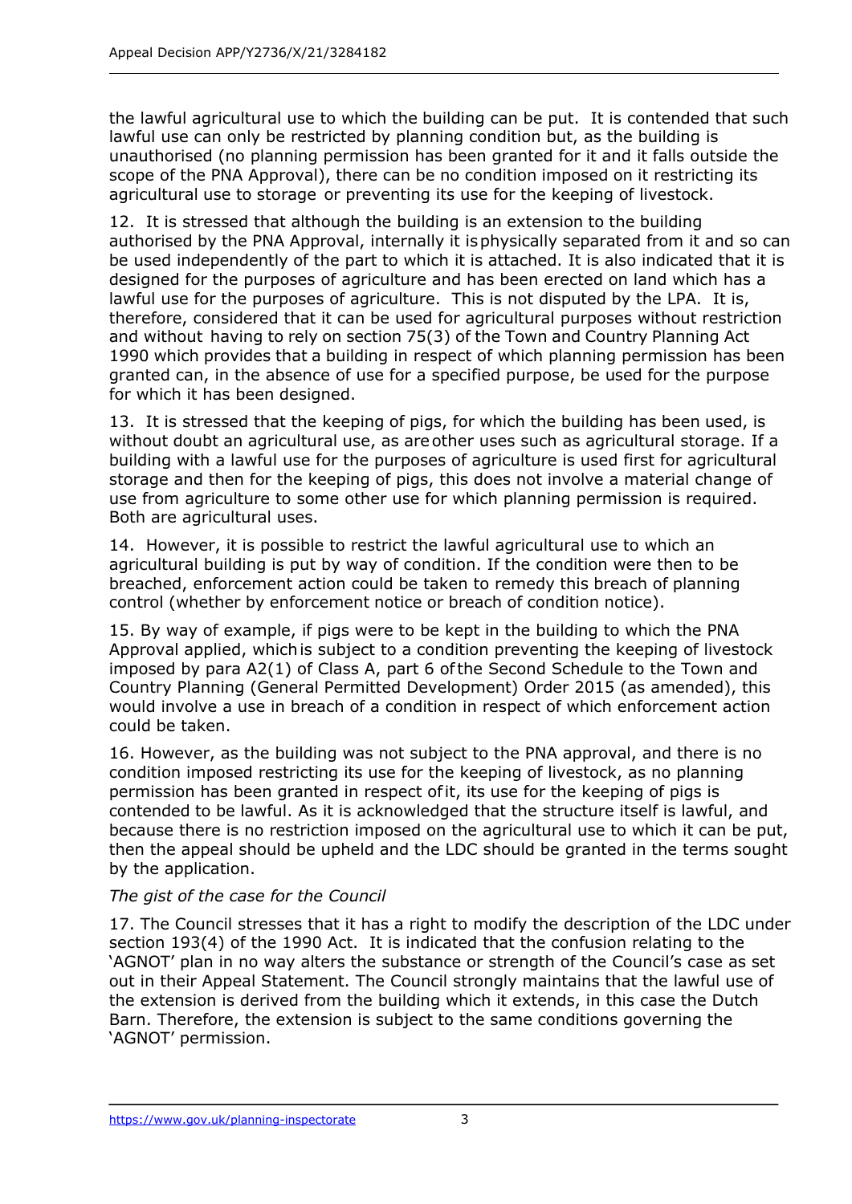the lawful agricultural use to which the building can be put. It is contended that such lawful use can only be restricted by planning condition but, as the building is unauthorised (no planning permission has been granted for it and it falls outside the scope of the PNA Approval), there can be no condition imposed on it restricting its agricultural use to storage or preventing its use for the keeping of livestock.

12. It is stressed that although the building is an extension to the building authorised by the PNA Approval, internally it is physically separated from it and so can be used independently of the part to which it is attached. It is also indicated that it is designed for the purposes of agriculture and has been erected on land which has a lawful use for the purposes of agriculture. This is not disputed by the LPA. It is, therefore, considered that it can be used for agricultural purposes without restriction and without having to rely on section 75(3) of the Town and Country Planning Act 1990 which provides that a building in respect of which planning permission has been granted can, in the absence of use for a specified purpose, be used for the purpose for which it has been designed.

13. It is stressed that the keeping of pigs, for which the building has been used, is without doubt an agricultural use, as are other uses such as agricultural storage. If a building with a lawful use for the purposes of agriculture is used first for agricultural storage and then for the keeping of pigs, this does not involve a material change of use from agriculture to some other use for which planning permission is required. Both are agricultural uses.

14. However, it is possible to restrict the lawful agricultural use to which an agricultural building is put by way of condition. If the condition were then to be breached, enforcement action could be taken to remedy this breach of planning control (whether by enforcement notice or breach of condition notice).

15. By way of example, if pigs were to be kept in the building to which the PNA Approval applied, which is subject to a condition preventing the keeping of livestock imposed by para A2(1) of Class A, part 6 of the Second Schedule to the Town and Country Planning (General Permitted Development) Order 2015 (as amended), this would involve a use in breach of a condition in respect of which enforcement action could be taken.

16. However, as the building was not subject to the PNA approval, and there is no condition imposed restricting its use for the keeping of livestock, as no planning permission has been granted in respect of it, its use for the keeping of pigs is contended to be lawful. As it is acknowledged that the structure itself is lawful, and because there is no restriction imposed on the agricultural use to which it can be put, then the appeal should be upheld and the LDC should be granted in the terms sought by the application.

*The gist of the case for the Council*

17. The Council stresses that it has a right to modify the description of the LDC under section 193(4) of the 1990 Act. It is indicated that the confusion relating to the 'AGNOT' plan in no way alters the substance or strength of the Council's case as set out in their Appeal Statement. The Council strongly maintains that the lawful use of the extension is derived from the building which it extends, in this case the Dutch Barn. Therefore, the extension is subject to the same conditions governing the 'AGNOT' permission.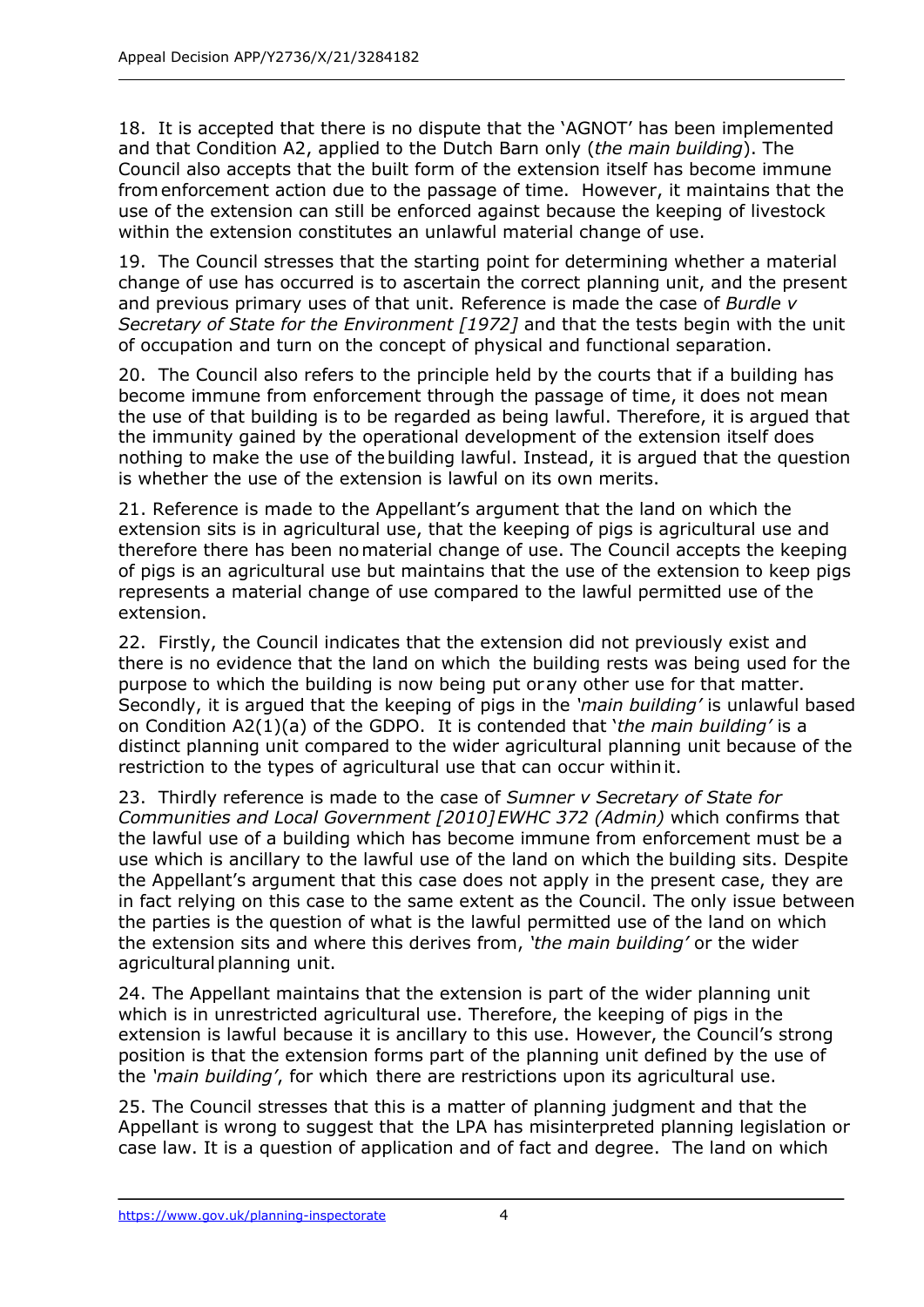18. It is accepted that there is no dispute that the 'AGNOT' has been implemented and that Condition A2, applied to the Dutch Barn only (*the main building*). The Council also accepts that the built form of the extension itself has become immune from enforcement action due to the passage of time. However, it maintains that the use of the extension can still be enforced against because the keeping of livestock within the extension constitutes an unlawful material change of use.

19. The Council stresses that the starting point for determining whether a material change of use has occurred is to ascertain the correct planning unit, and the present and previous primary uses of that unit. Reference is made the case of *Burdle v Secretary of State for the Environment [1972]* and that the tests begin with the unit of occupation and turn on the concept of physical and functional separation.

20. The Council also refers to the principle held by the courts that if a building has become immune from enforcement through the passage of time, it does not mean the use of that building is to be regarded as being lawful. Therefore, it is argued that the immunity gained by the operational development of the extension itself does nothing to make the use of the building lawful. Instead, it is argued that the question is whether the use of the extension is lawful on its own merits.

21. Reference is made to the Appellant's argument that the land on which the extension sits is in agricultural use, that the keeping of pigs is agricultural use and therefore there has been no material change of use. The Council accepts the keeping of pigs is an agricultural use but maintains that the use of the extension to keep pigs represents a material change of use compared to the lawful permitted use of the extension.

22. Firstly, the Council indicates that the extension did not previously exist and there is no evidence that the land on which the building rests was being used for the purpose to which the building is now being put or any other use for that matter. Secondly, it is argued that the keeping of pigs in the *'main building'* is unlawful based on Condition A2(1)(a) of the GDPO. It is contended that '*the main building'* is a distinct planning unit compared to the wider agricultural planning unit because of the restriction to the types of agricultural use that can occur within it.

23. Thirdly reference is made to the case of *Sumner v Secretary of State for Communities and Local Government [2010] EWHC 372 (Admin)* which confirms that the lawful use of a building which has become immune from enforcement must be a use which is ancillary to the lawful use of the land on which the building sits. Despite the Appellant's argument that this case does not apply in the present case, they are in fact relying on this case to the same extent as the Council. The only issue between the parties is the question of what is the lawful permitted use of the land on which the extension sits and where this derives from, *'the main building'* or the wider agricultural planning unit.

24. The Appellant maintains that the extension is part of the wider planning unit which is in unrestricted agricultural use. Therefore, the keeping of pigs in the extension is lawful because it is ancillary to this use. However, the Council's strong position is that the extension forms part of the planning unit defined by the use of the *'main building'*, for which there are restrictions upon its agricultural use.

25. The Council stresses that this is a matter of planning judgment and that the Appellant is wrong to suggest that the LPA has misinterpreted planning legislation or case law. It is a question of application and of fact and degree. The land on which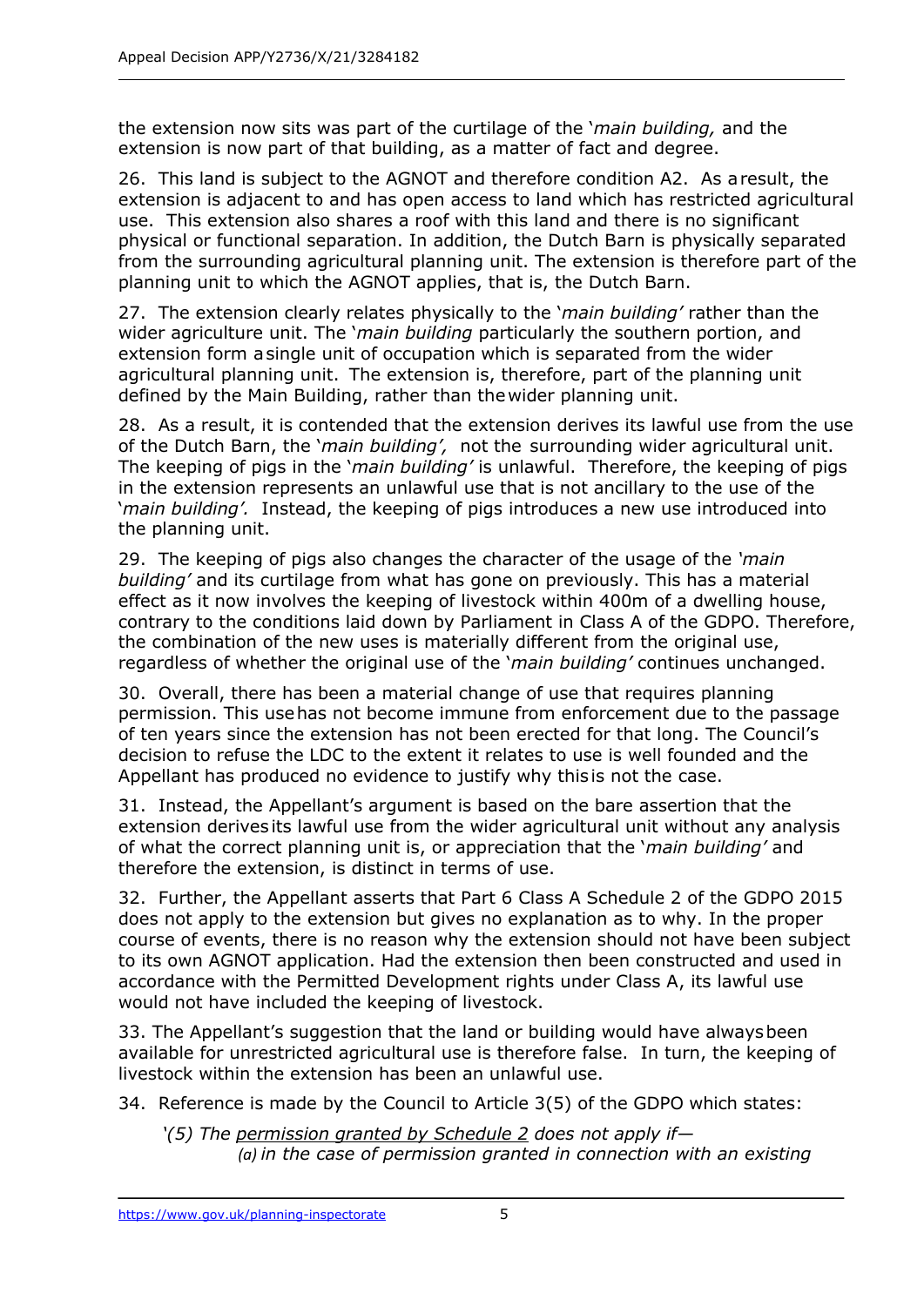the extension now sits was part of the curtilage of the '*main building,* and the extension is now part of that building, as a matter of fact and degree.

26. This land is subject to the AGNOT and therefore condition A2. As a result, the extension is adjacent to and has open access to land which has restricted agricultural use. This extension also shares a roof with this land and there is no significant physical or functional separation. In addition, the Dutch Barn is physically separated from the surrounding agricultural planning unit. The extension is therefore part of the planning unit to which the AGNOT applies, that is, the Dutch Barn.

27. The extension clearly relates physically to the '*main building'* rather than the wider agriculture unit. The '*main building* particularly the southern portion, and extension form a single unit of occupation which is separated from the wider agricultural planning unit. The extension is, therefore, part of the planning unit defined by the Main Building, rather than the wider planning unit.

28. As a result, it is contended that the extension derives its lawful use from the use of the Dutch Barn, the '*main building',* not the surrounding wider agricultural unit. The keeping of pigs in the '*main building'* is unlawful. Therefore, the keeping of pigs in the extension represents an unlawful use that is not ancillary to the use of the '*main building'.* Instead, the keeping of pigs introduces a new use introduced into the planning unit.

29. The keeping of pigs also changes the character of the usage of the *'main building'* and its curtilage from what has gone on previously. This has a material effect as it now involves the keeping of livestock within 400m of a dwelling house, contrary to the conditions laid down by Parliament in Class A of the GDPO. Therefore, the combination of the new uses is materially different from the original use, regardless of whether the original use of the '*main building'* continues unchanged.

30. Overall, there has been a material change of use that requires planning permission. This use has not become immune from enforcement due to the passage of ten years since the extension has not been erected for that long. The Council's decision to refuse the LDC to the extent it relates to use is well founded and the Appellant has produced no evidence to justify why this is not the case.

31. Instead, the Appellant's argument is based on the bare assertion that the extension derives its lawful use from the wider agricultural unit without any analysis of what the correct planning unit is, or appreciation that the '*main building'* and therefore the extension, is distinct in terms of use.

32. Further, the Appellant asserts that Part 6 Class A Schedule 2 of the GDPO 2015 does not apply to the extension but gives no explanation as to why. In the proper course of events, there is no reason why the extension should not have been subject to its own AGNOT application. Had the extension then been constructed and used in accordance with the Permitted Development rights under Class A, its lawful use would not have included the keeping of livestock.

33. The Appellant's suggestion that the land or building would have always been available for unrestricted agricultural use is therefore false. In turn, the keeping of livestock within the extension has been an unlawful use.

34. Reference is made by the Council to Article 3(5) of the GDPO which states:

> *'(5) The permission granted by Schedule 2 does not apply if—*
> *(a) in the case of permission granted in connection with an existing*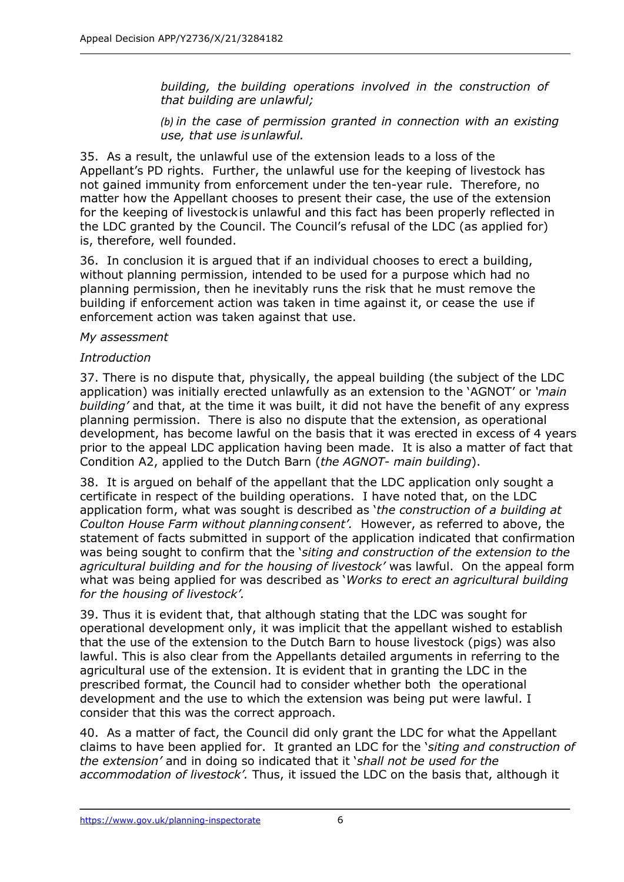> *building, the building operations involved in the construction of that building are unlawful;*
>
> *(b) in the case of permission granted in connection with an existing use, that use is unlawful.*

35. As a result, the unlawful use of the extension leads to a loss of the Appellant's PD rights. Further, the unlawful use for the keeping of livestock has not gained immunity from enforcement under the ten-year rule. Therefore, no matter how the Appellant chooses to present their case, the use of the extension for the keeping of livestock is unlawful and this fact has been properly reflected in the LDC granted by the Council. The Council's refusal of the LDC (as applied for) is, therefore, well founded.

36. In conclusion it is argued that if an individual chooses to erect a building, without planning permission, intended to be used for a purpose which had no planning permission, then he inevitably runs the risk that he must remove the building if enforcement action was taken in time against it, or cease the use if enforcement action was taken against that use.

*My assessment*

*Introduction*

37. There is no dispute that, physically, the appeal building (the subject of the LDC application) was initially erected unlawfully as an extension to the 'AGNOT' or *'main building'* and that, at the time it was built, it did not have the benefit of any express planning permission. There is also no dispute that the extension, as operational development, has become lawful on the basis that it was erected in excess of 4 years prior to the appeal LDC application having been made. It is also a matter of fact that Condition A2, applied to the Dutch Barn (*the AGNOT- main building*).

38. It is argued on behalf of the appellant that the LDC application only sought a certificate in respect of the building operations. I have noted that, on the LDC application form, what was sought is described as '*the construction of a building at Coulton House Farm without planning consent'.* However, as referred to above, the statement of facts submitted in support of the application indicated that confirmation was being sought to confirm that the '*siting and construction of the extension to the agricultural building and for the housing of livestock'* was lawful. On the appeal form what was being applied for was described as '*Works to erect an agricultural building for the housing of livestock'.*

39. Thus it is evident that, that although stating that the LDC was sought for operational development only, it was implicit that the appellant wished to establish that the use of the extension to the Dutch Barn to house livestock (pigs) was also lawful. This is also clear from the Appellants detailed arguments in referring to the agricultural use of the extension. It is evident that in granting the LDC in the prescribed format, the Council had to consider whether both the operational development and the use to which the extension was being put were lawful. I consider that this was the correct approach.

40. As a matter of fact, the Council did only grant the LDC for what the Appellant claims to have been applied for. It granted an LDC for the '*siting and construction of the extension'* and in doing so indicated that it '*shall not be used for the accommodation of livestock'.* Thus, it issued the LDC on the basis that, although it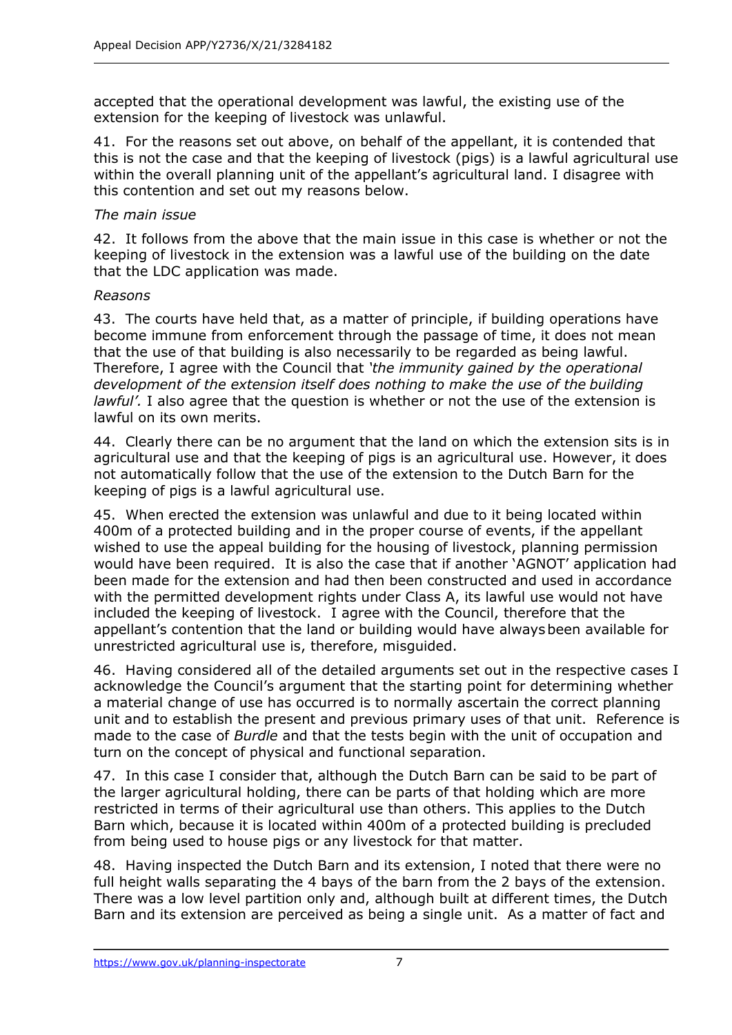accepted that the operational development was lawful, the existing use of the extension for the keeping of livestock was unlawful.

41. For the reasons set out above, on behalf of the appellant, it is contended that this is not the case and that the keeping of livestock (pigs) is a lawful agricultural use within the overall planning unit of the appellant's agricultural land. I disagree with this contention and set out my reasons below.

*The main issue*

42. It follows from the above that the main issue in this case is whether or not the keeping of livestock in the extension was a lawful use of the building on the date that the LDC application was made.

*Reasons*

43. The courts have held that, as a matter of principle, if building operations have become immune from enforcement through the passage of time, it does not mean that the use of that building is also necessarily to be regarded as being lawful. Therefore, I agree with the Council that *'the immunity gained by the operational development of the extension itself does nothing to make the use of the building lawful'.* I also agree that the question is whether or not the use of the extension is lawful on its own merits.

44. Clearly there can be no argument that the land on which the extension sits is in agricultural use and that the keeping of pigs is an agricultural use. However, it does not automatically follow that the use of the extension to the Dutch Barn for the keeping of pigs is a lawful agricultural use.

45. When erected the extension was unlawful and due to it being located within 400m of a protected building and in the proper course of events, if the appellant wished to use the appeal building for the housing of livestock, planning permission would have been required. It is also the case that if another 'AGNOT' application had been made for the extension and had then been constructed and used in accordance with the permitted development rights under Class A, its lawful use would not have included the keeping of livestock. I agree with the Council, therefore that the appellant's contention that the land or building would have always been available for unrestricted agricultural use is, therefore, misguided.

46. Having considered all of the detailed arguments set out in the respective cases I acknowledge the Council's argument that the starting point for determining whether a material change of use has occurred is to normally ascertain the correct planning unit and to establish the present and previous primary uses of that unit. Reference is made to the case of *Burdle* and that the tests begin with the unit of occupation and turn on the concept of physical and functional separation.

47. In this case I consider that, although the Dutch Barn can be said to be part of the larger agricultural holding, there can be parts of that holding which are more restricted in terms of their agricultural use than others. This applies to the Dutch Barn which, because it is located within 400m of a protected building is precluded from being used to house pigs or any livestock for that matter.

48. Having inspected the Dutch Barn and its extension, I noted that there were no full height walls separating the 4 bays of the barn from the 2 bays of the extension. There was a low level partition only and, although built at different times, the Dutch Barn and its extension are perceived as being a single unit. As a matter of fact and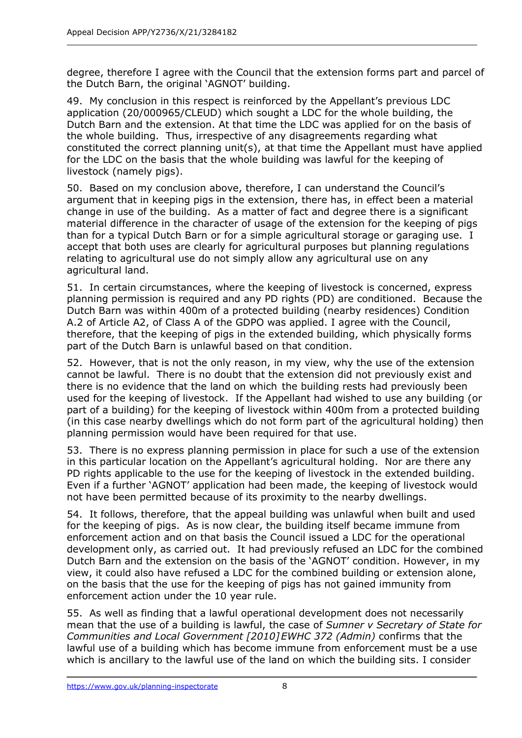degree, therefore I agree with the Council that the extension forms part and parcel of the Dutch Barn, the original 'AGNOT' building.

49. My conclusion in this respect is reinforced by the Appellant's previous LDC application (20/000965/CLEUD) which sought a LDC for the whole building, the Dutch Barn and the extension. At that time the LDC was applied for on the basis of the whole building. Thus, irrespective of any disagreements regarding what constituted the correct planning unit(s), at that time the Appellant must have applied for the LDC on the basis that the whole building was lawful for the keeping of livestock (namely pigs).

50. Based on my conclusion above, therefore, I can understand the Council's argument that in keeping pigs in the extension, there has, in effect been a material change in use of the building. As a matter of fact and degree there is a significant material difference in the character of usage of the extension for the keeping of pigs than for a typical Dutch Barn or for a simple agricultural storage or garaging use. I accept that both uses are clearly for agricultural purposes but planning regulations relating to agricultural use do not simply allow any agricultural use on any agricultural land.

51. In certain circumstances, where the keeping of livestock is concerned, express planning permission is required and any PD rights (PD) are conditioned. Because the Dutch Barn was within 400m of a protected building (nearby residences) Condition A.2 of Article A2, of Class A of the GDPO was applied. I agree with the Council, therefore, that the keeping of pigs in the extended building, which physically forms part of the Dutch Barn is unlawful based on that condition.

52. However, that is not the only reason, in my view, why the use of the extension cannot be lawful. There is no doubt that the extension did not previously exist and there is no evidence that the land on which the building rests had previously been used for the keeping of livestock. If the Appellant had wished to use any building (or part of a building) for the keeping of livestock within 400m from a protected building (in this case nearby dwellings which do not form part of the agricultural holding) then planning permission would have been required for that use.

53. There is no express planning permission in place for such a use of the extension in this particular location on the Appellant's agricultural holding. Nor are there any PD rights applicable to the use for the keeping of livestock in the extended building. Even if a further 'AGNOT' application had been made, the keeping of livestock would not have been permitted because of its proximity to the nearby dwellings.

54. It follows, therefore, that the appeal building was unlawful when built and used for the keeping of pigs. As is now clear, the building itself became immune from enforcement action and on that basis the Council issued a LDC for the operational development only, as carried out. It had previously refused an LDC for the combined Dutch Barn and the extension on the basis of the 'AGNOT' condition. However, in my view, it could also have refused a LDC for the combined building or extension alone, on the basis that the use for the keeping of pigs has not gained immunity from enforcement action under the 10 year rule.

55. As well as finding that a lawful operational development does not necessarily mean that the use of a building is lawful, the case of *Sumner v Secretary of State for Communities and Local Government [2010] EWHC 372 (Admin)* confirms that the lawful use of a building which has become immune from enforcement must be a use which is ancillary to the lawful use of the land on which the building sits. I consider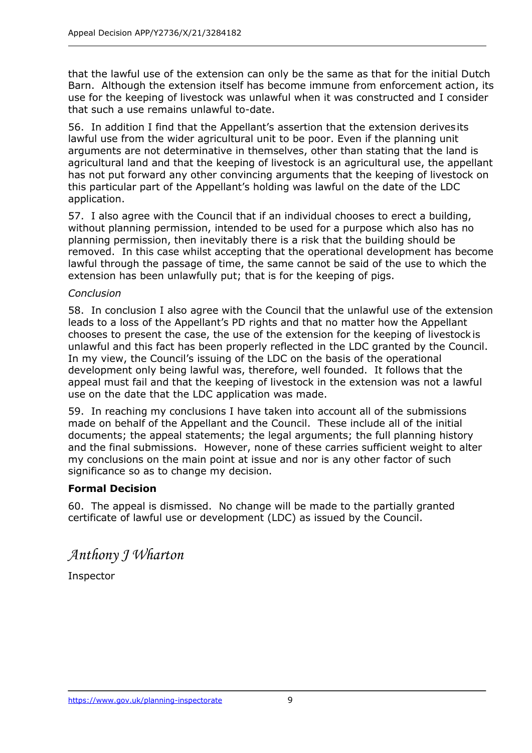that the lawful use of the extension can only be the same as that for the initial Dutch Barn. Although the extension itself has become immune from enforcement action, its use for the keeping of livestock was unlawful when it was constructed and I consider that such a use remains unlawful to-date.

56. In addition I find that the Appellant's assertion that the extension derives its lawful use from the wider agricultural unit to be poor. Even if the planning unit arguments are not determinative in themselves, other than stating that the land is agricultural land and that the keeping of livestock is an agricultural use, the appellant has not put forward any other convincing arguments that the keeping of livestock on this particular part of the Appellant's holding was lawful on the date of the LDC application.

57. I also agree with the Council that if an individual chooses to erect a building, without planning permission, intended to be used for a purpose which also has no planning permission, then inevitably there is a risk that the building should be removed. In this case whilst accepting that the operational development has become lawful through the passage of time, the same cannot be said of the use to which the extension has been unlawfully put; that is for the keeping of pigs.

*Conclusion*

58. In conclusion I also agree with the Council that the unlawful use of the extension leads to a loss of the Appellant's PD rights and that no matter how the Appellant chooses to present the case, the use of the extension for the keeping of livestock is unlawful and this fact has been properly reflected in the LDC granted by the Council. In my view, the Council's issuing of the LDC on the basis of the operational development only being lawful was, therefore, well founded. It follows that the appeal must fail and that the keeping of livestock in the extension was not a lawful use on the date that the LDC application was made.

59. In reaching my conclusions I have taken into account all of the submissions made on behalf of the Appellant and the Council. These include all of the initial documents; the appeal statements; the legal arguments; the full planning history and the final submissions. However, none of these carries sufficient weight to alter my conclusions on the main point at issue and nor is any other factor of such significance so as to change my decision.

**Formal Decision**

60. The appeal is dismissed. No change will be made to the partially granted certificate of lawful use or development (LDC) as issued by the Council.

*Anthony J Wharton*

Inspector